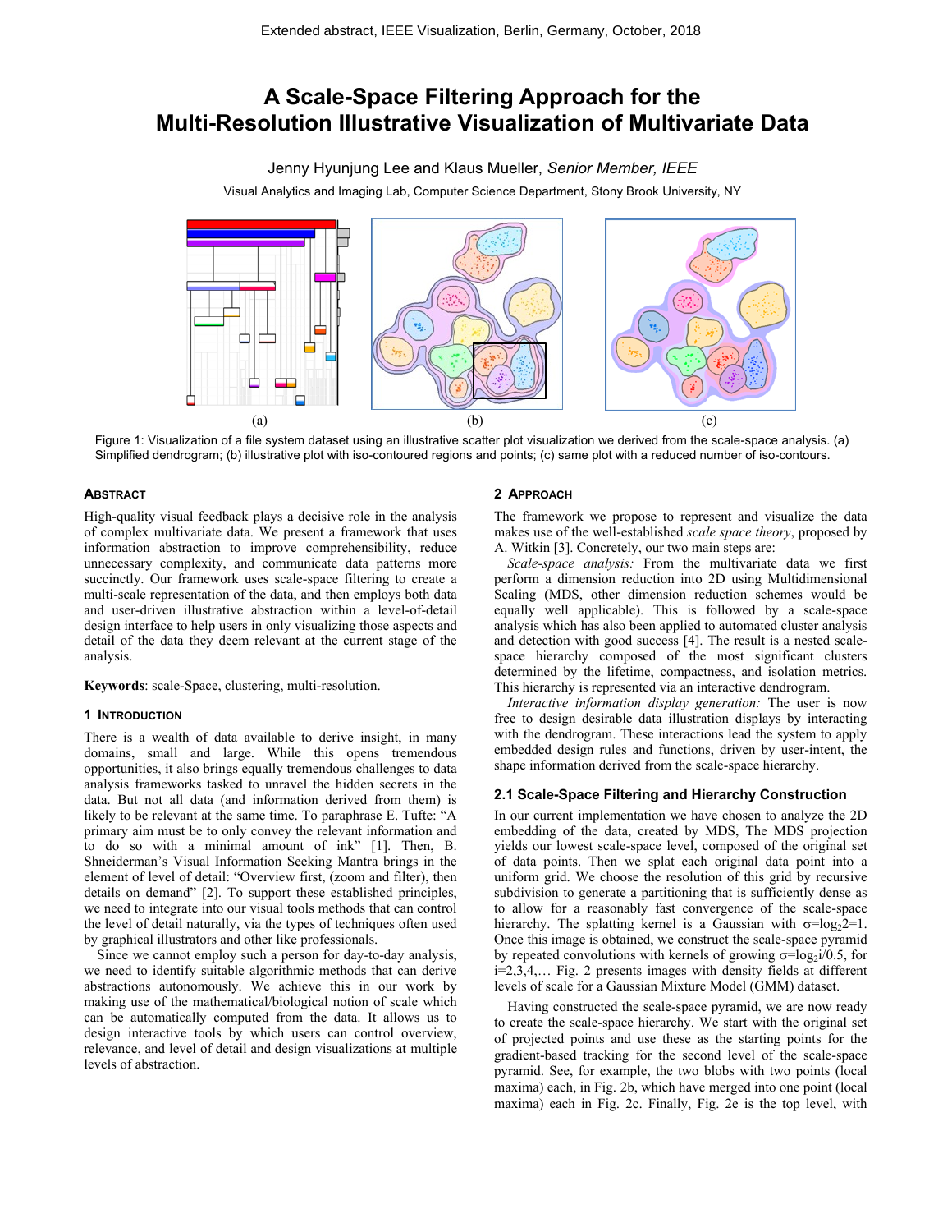# A Scale-Space Filtering Approach for the Multi-Resolution Illustrative Visualization of Multivariate Data

Jenny Hyunjung Lee and Klaus Mueller, *Senior Member, IEEE*

Visual Analytics and Imaging Lab, Computer Science Department, Stony Brook University, NY

(a) (b) (c)

Figure 1: Visualization of a file system dataset using an illustrative scatter plot visualization we derived from the scale-space analysis. (a) Simplified dendrogram; (b) illustrative plot with iso-contoured regions and points; (c) same plot with a reduced number of iso-contours.

## Abstract

High-quality visual feedback plays a decisive role in the analysis of complex multivariate data. We present a framework that uses information abstraction to improve comprehensibility, reduce unnecessary complexity, and communicate data patterns more succinctly. Our framework uses scale-space filtering to create a multi-scale representation of the data, and then employs both data and user-driven illustrative abstraction within a level-of-detail design interface to help users in only visualizing those aspects and detail of the data they deem relevant at the current stage of the analysis.

**Keywords**: scale-Space, clustering, multi-resolution.

## 1 Introduction

There is a wealth of data available to derive insight, in many domains, small and large. While this opens tremendous opportunities, it also brings equally tremendous challenges to data analysis frameworks tasked to unravel the hidden secrets in the data. But not all data (and information derived from them) is likely to be relevant at the same time. To paraphrase E. Tufte: "A primary aim must be to only convey the relevant information and to do so with a minimal amount of ink" [1]. Then, B. Shneiderman's Visual Information Seeking Mantra brings in the element of level of detail: "Overview first, (zoom and filter), then details on demand" [2]. To support these established principles, we need to integrate into our visual tools methods that can control the level of detail naturally, via the types of techniques often used by graphical illustrators and other like professionals.

Since we cannot employ such a person for day-to-day analysis, we need to identify suitable algorithmic methods that can derive abstractions autonomously. We achieve this in our work by making use of the mathematical/biological notion of scale which can be automatically computed from the data. It allows us to design interactive tools by which users can control overview, relevance, and level of detail and design visualizations at multiple levels of abstraction.

## 2 Approach

The framework we propose to represent and visualize the data makes use of the well-established *scale space theory*, proposed by A. Witkin [3]. Concretely, our two main steps are:

*Scale-space analysis:* From the multivariate data we first perform a dimension reduction into 2D using Multidimensional Scaling (MDS, other dimension reduction schemes would be equally well applicable). This is followed by a scale-space analysis which has also been applied to automated cluster analysis and detection with good success [4]. The result is a nested scale-space hierarchy composed of the most significant clusters determined by the lifetime, compactness, and isolation metrics. This hierarchy is represented via an interactive dendrogram.

*Interactive information display generation:* The user is now free to design desirable data illustration displays by interacting with the dendrogram. These interactions lead the system to apply embedded design rules and functions, driven by user-intent, the shape information derived from the scale-space hierarchy.

### 2.1 Scale-Space Filtering and Hierarchy Construction

In our current implementation we have chosen to analyze the 2D embedding of the data, created by MDS, The MDS projection yields our lowest scale-space level, composed of the original set of data points. Then we splat each original data point into a uniform grid. We choose the resolution of this grid by recursive subdivision to generate a partitioning that is sufficiently dense as to allow for a reasonably fast convergence of the scale-space hierarchy. The splatting kernel is a Gaussian with $\sigma=\log_2 2=1$. Once this image is obtained, we construct the scale-space pyramid by repeated convolutions with kernels of growing $\sigma=\log_2 i/0.5$, for $i=2,3,4,\ldots$ Fig. 2 presents images with density fields at different levels of scale for a Gaussian Mixture Model (GMM) dataset.

Having constructed the scale-space pyramid, we are now ready to create the scale-space hierarchy. We start with the original set of projected points and use these as the starting points for the gradient-based tracking for the second level of the scale-space pyramid. See, for example, the two blobs with two points (local maxima) each, in Fig. 2b, which have merged into one point (local maxima) each in Fig. 2c. Finally, Fig. 2e is the top level, with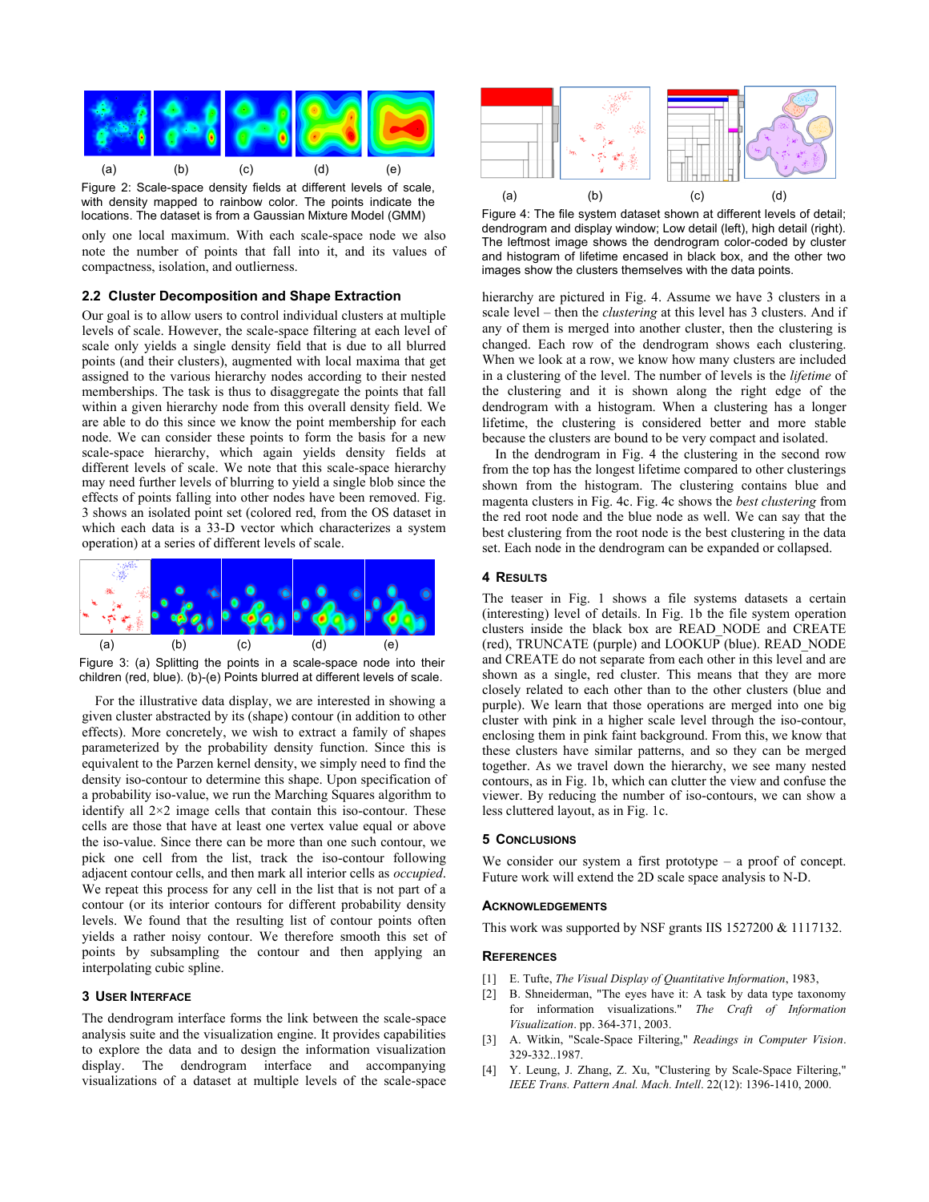(a) (b) (c) (d) (e)

Figure 2: Scale-space density fields at different levels of scale, with density mapped to rainbow color. The points indicate the locations. The dataset is from a Gaussian Mixture Model (GMM)

only one local maximum. With each scale-space node we also note the number of points that fall into it, and its values of compactness, isolation, and outlierness.

### 2.2 Cluster Decomposition and Shape Extraction

Our goal is to allow users to control individual clusters at multiple levels of scale. However, the scale-space filtering at each level of scale only yields a single density field that is due to all blurred points (and their clusters), augmented with local maxima that get assigned to the various hierarchy nodes according to their nested memberships. The task is thus to disaggregate the points that fall within a given hierarchy node from this overall density field. We are able to do this since we know the point membership for each node. We can consider these points to form the basis for a new scale-space hierarchy, which again yields density fields at different levels of scale. We note that this scale-space hierarchy may need further levels of blurring to yield a single blob since the effects of points falling into other nodes have been removed. Fig. 3 shows an isolated point set (colored red, from the OS dataset in which each data is a 33-D vector which characterizes a system operation) at a series of different levels of scale.

(a) (b) (c) (d) (e)

Figure 3: (a) Splitting the points in a scale-space node into their children (red, blue). (b)-(e) Points blurred at different levels of scale.

For the illustrative data display, we are interested in showing a given cluster abstracted by its (shape) contour (in addition to other effects). More concretely, we wish to extract a family of shapes parameterized by the probability density function. Since this is equivalent to the Parzen kernel density, we simply need to find the density iso-contour to determine this shape. Upon specification of a probability iso-value, we run the Marching Squares algorithm to identify all $2\times2$ image cells that contain this iso-contour. These cells are those that have at least one vertex value equal or above the iso-value. Since there can be more than one such contour, we pick one cell from the list, track the iso-contour following adjacent contour cells, and then mark all interior cells as *occupied*. We repeat this process for any cell in the list that is not part of a contour (or its interior contours for different probability density levels. We found that the resulting list of contour points often yields a rather noisy contour. We therefore smooth this set of points by subsampling the contour and then applying an interpolating cubic spline.

## 3 User Interface

The dendrogram interface forms the link between the scale-space analysis suite and the visualization engine. It provides capabilities to explore the data and to design the information visualization display. The dendrogram interface and accompanying visualizations of a dataset at multiple levels of the scale-space hierarchy are pictured in Fig. 4. Assume we have 3 clusters in a scale level – then the *clustering* at this level has 3 clusters. And if any of them is merged into another cluster, then the clustering is changed. Each row of the dendrogram shows each clustering. When we look at a row, we know how many clusters are included in a clustering of the level. The number of levels is the *lifetime* of the clustering and it is shown along the right edge of the dendrogram with a histogram. When a clustering has a longer lifetime, the clustering is considered better and more stable because the clusters are bound to be very compact and isolated.

(a) (b) (c) (d)

Figure 4: The file system dataset shown at different levels of detail; dendrogram and display window; Low detail (left), high detail (right). The leftmost image shows the dendrogram color-coded by cluster and histogram of lifetime encased in black box, and the other two images show the clusters themselves with the data points.

In the dendrogram in Fig. 4 the clustering in the second row from the top has the longest lifetime compared to other clusterings shown from the histogram. The clustering contains blue and magenta clusters in Fig. 4c. Fig. 4c shows the *best clustering* from the red root node and the blue node as well. We can say that the best clustering from the root node is the best clustering in the data set. Each node in the dendrogram can be expanded or collapsed.

## 4 Results

The teaser in Fig. 1 shows a file systems datasets a certain (interesting) level of details. In Fig. 1b the file system operation clusters inside the black box are READ_NODE and CREATE (red), TRUNCATE (purple) and LOOKUP (blue). READ_NODE and CREATE do not separate from each other in this level and are shown as a single, red cluster. This means that they are more closely related to each other than to the other clusters (blue and purple). We learn that those operations are merged into one big cluster with pink in a higher scale level through the iso-contour, enclosing them in pink faint background. From this, we know that these clusters have similar patterns, and so they can be merged together. As we travel down the hierarchy, we see many nested contours, as in Fig. 1b, which can clutter the view and confuse the viewer. By reducing the number of iso-contours, we can show a less cluttered layout, as in Fig. 1c.

## 5 Conclusions

We consider our system a first prototype – a proof of concept. Future work will extend the 2D scale space analysis to N-D.

## Acknowledgements

This work was supported by NSF grants IIS 1527200 & 1117132.

## References

[1] E. Tufte, *The Visual Display of Quantitative Information*, 1983,

[2] B. Shneiderman, "The eyes have it: A task by data type taxonomy for information visualizations." *The Craft of Information Visualization*. pp. 364-371, 2003.

[3] A. Witkin, "Scale-Space Filtering," *Readings in Computer Vision*. 329-332..1987.

[4] Y. Leung, J. Zhang, Z. Xu, "Clustering by Scale-Space Filtering," *IEEE Trans. Pattern Anal. Mach. Intell*. 22(12): 1396-1410, 2000.